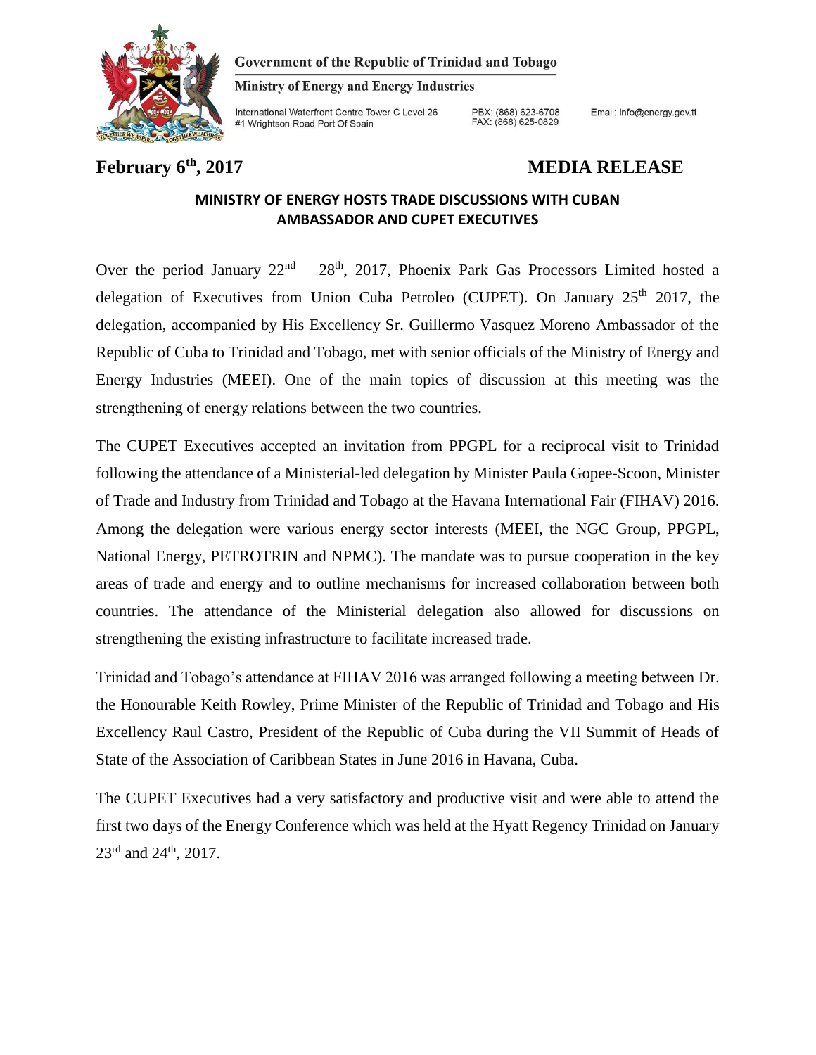**Government of the Republic of Trinidad and Tobago**

**Ministry of Energy and Energy Industries**

International Waterfront Centre Tower C Level 26
#1 Wrightson Road Port Of Spain

PBX: (868) 623-6708
FAX: (868) 625-0829

Email: info@energy.gov.tt

**February 6th, 2017** **MEDIA RELEASE**

## MINISTRY OF ENERGY HOSTS TRADE DISCUSSIONS WITH CUBAN AMBASSADOR AND CUPET EXECUTIVES

Over the period January 22nd – 28th, 2017, Phoenix Park Gas Processors Limited hosted a delegation of Executives from Union Cuba Petroleo (CUPET). On January 25th 2017, the delegation, accompanied by His Excellency Sr. Guillermo Vasquez Moreno Ambassador of the Republic of Cuba to Trinidad and Tobago, met with senior officials of the Ministry of Energy and Energy Industries (MEEI). One of the main topics of discussion at this meeting was the strengthening of energy relations between the two countries.

The CUPET Executives accepted an invitation from PPGPL for a reciprocal visit to Trinidad following the attendance of a Ministerial-led delegation by Minister Paula Gopee-Scoon, Minister of Trade and Industry from Trinidad and Tobago at the Havana International Fair (FIHAV) 2016. Among the delegation were various energy sector interests (MEEI, the NGC Group, PPGPL, National Energy, PETROTRIN and NPMC). The mandate was to pursue cooperation in the key areas of trade and energy and to outline mechanisms for increased collaboration between both countries. The attendance of the Ministerial delegation also allowed for discussions on strengthening the existing infrastructure to facilitate increased trade.

Trinidad and Tobago's attendance at FIHAV 2016 was arranged following a meeting between Dr. the Honourable Keith Rowley, Prime Minister of the Republic of Trinidad and Tobago and His Excellency Raul Castro, President of the Republic of Cuba during the VII Summit of Heads of State of the Association of Caribbean States in June 2016 in Havana, Cuba.

The CUPET Executives had a very satisfactory and productive visit and were able to attend the first two days of the Energy Conference which was held at the Hyatt Regency Trinidad on January 23rd and 24th, 2017.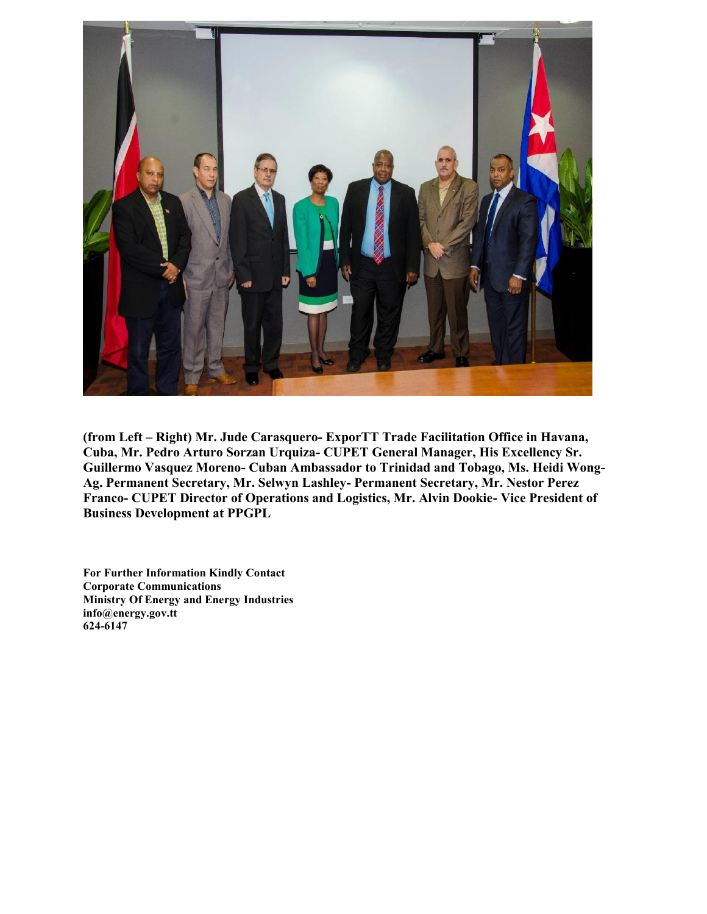**(from Left – Right) Mr. Jude Carasquero- ExporTT Trade Facilitation Office in Havana, Cuba, Mr. Pedro Arturo Sorzan Urquiza- CUPET General Manager, His Excellency Sr. Guillermo Vasquez Moreno- Cuban Ambassador to Trinidad and Tobago, Ms. Heidi Wong- Ag. Permanent Secretary, Mr. Selwyn Lashley- Permanent Secretary, Mr. Nestor Perez Franco- CUPET Director of Operations and Logistics, Mr. Alvin Dookie- Vice President of Business Development at PPGPL**

**For Further Information Kindly Contact**
**Corporate Communications**
**Ministry Of Energy and Energy Industries**
**info@energy.gov.tt**
**624-6147**